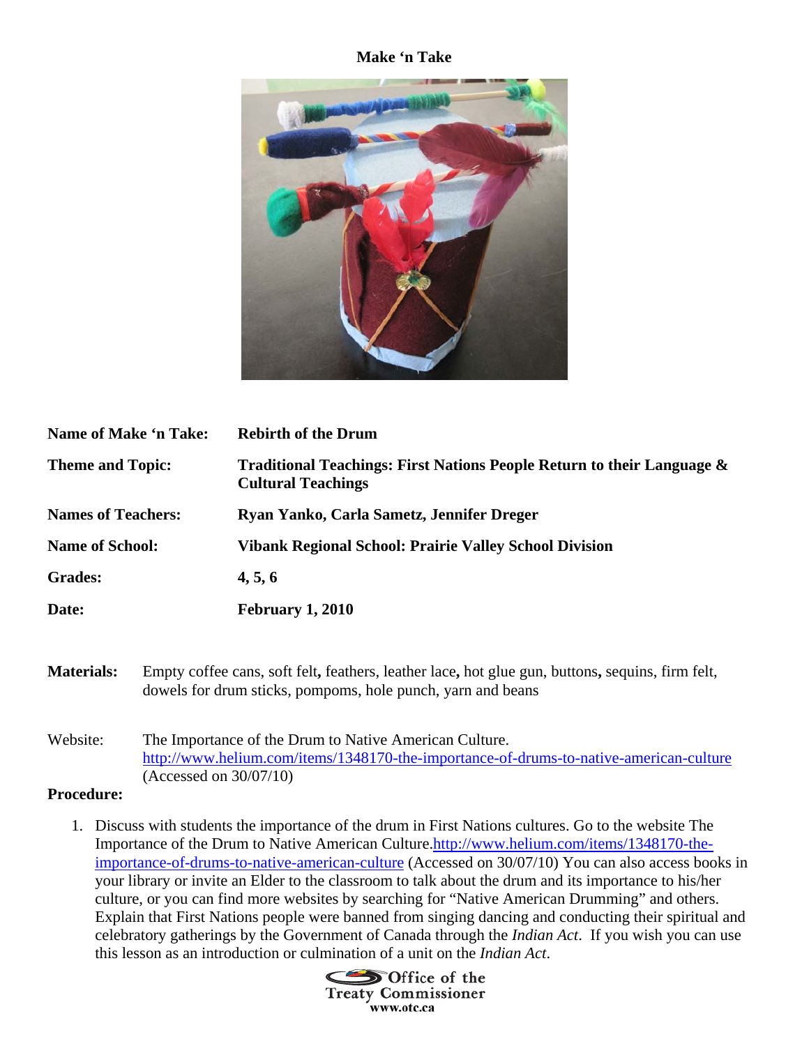**Make 'n Take**

| | |
|---|---|
| **Name of Make 'n Take:** | **Rebirth of the Drum** |
| **Theme and Topic:** | **Traditional Teachings: First Nations People Return to their Language & Cultural Teachings** |
| **Names of Teachers:** | **Ryan Yanko, Carla Sametz, Jennifer Dreger** |
| **Name of School:** | **Vibank Regional School: Prairie Valley School Division** |
| **Grades:** | **4, 5, 6** |
| **Date:** | **February 1, 2010** |

**Materials:** Empty coffee cans, soft felt**,** feathers, leather lace**,** hot glue gun, buttons**,** sequins, firm felt, dowels for drum sticks, pompoms, hole punch, yarn and beans

Website: The Importance of the Drum to Native American Culture. http://www.helium.com/items/1348170-the-importance-of-drums-to-native-american-culture (Accessed on 30/07/10)

**Procedure:**

1. Discuss with students the importance of the drum in First Nations cultures. Go to the website The Importance of the Drum to Native American Culture.http://www.helium.com/items/1348170-the-importance-of-drums-to-native-american-culture (Accessed on 30/07/10) You can also access books in your library or invite an Elder to the classroom to talk about the drum and its importance to his/her culture, or you can find more websites by searching for "Native American Drumming" and others. Explain that First Nations people were banned from singing dancing and conducting their spiritual and celebratory gatherings by the Government of Canada through the *Indian Act*. If you wish you can use this lesson as an introduction or culmination of a unit on the *Indian Act*.

Office of the Treaty Commissioner
www.otc.ca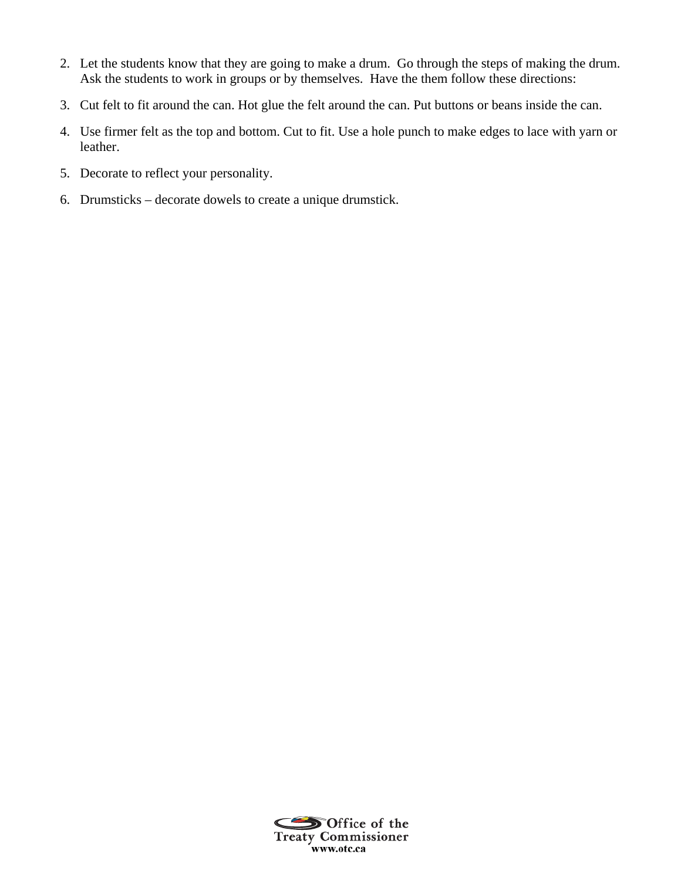2. Let the students know that they are going to make a drum. Go through the steps of making the drum. Ask the students to work in groups or by themselves. Have the them follow these directions:

3. Cut felt to fit around the can. Hot glue the felt around the can. Put buttons or beans inside the can.

4. Use firmer felt as the top and bottom. Cut to fit. Use a hole punch to make edges to lace with yarn or leather.

5. Decorate to reflect your personality.

6. Drumsticks – decorate dowels to create a unique drumstick.